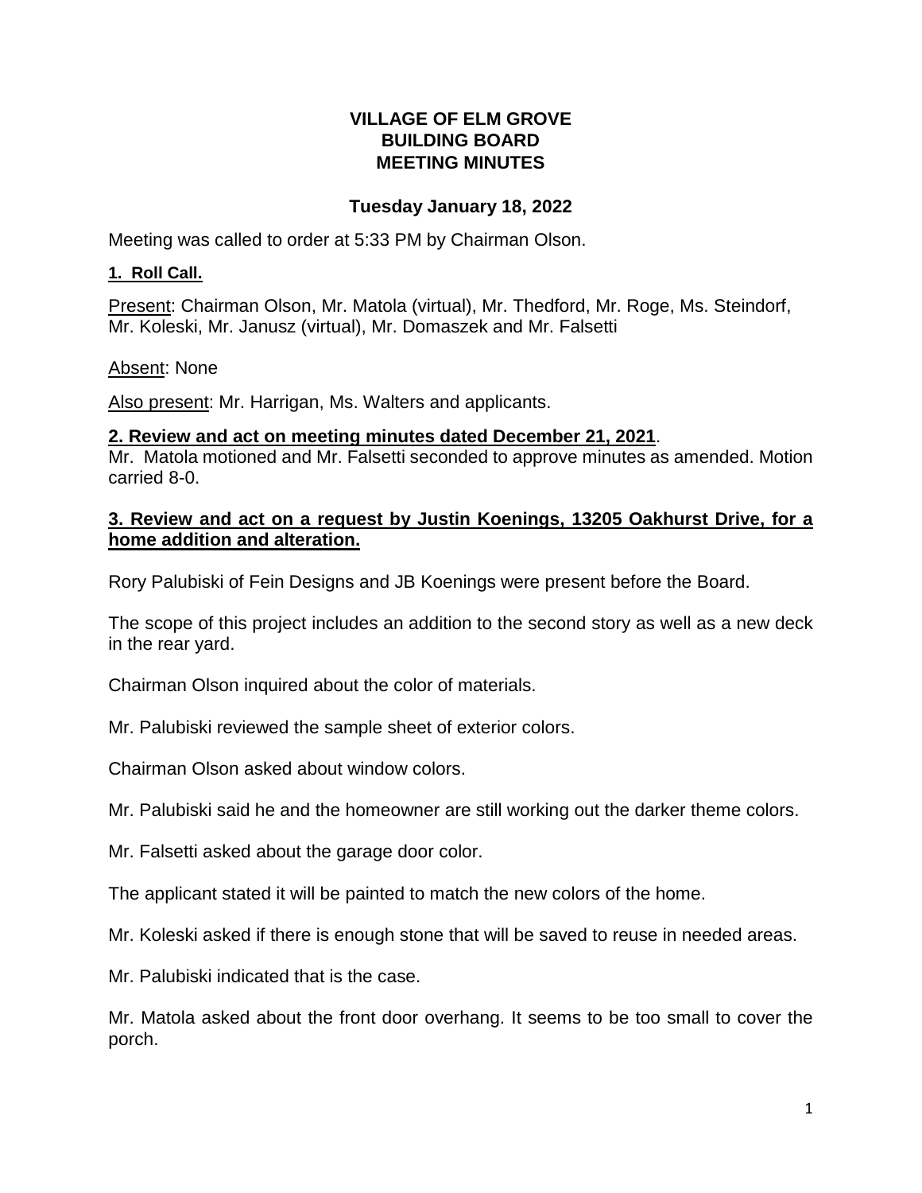# VILLAGE OF ELM GROVE
# BUILDING BOARD
# MEETING MINUTES

**Tuesday January 18, 2022**

Meeting was called to order at 5:33 PM by Chairman Olson.

**1. Roll Call.**

Present: Chairman Olson, Mr. Matola (virtual), Mr. Thedford, Mr. Roge, Ms. Steindorf, Mr. Koleski, Mr. Janusz (virtual), Mr. Domaszek and Mr. Falsetti

Absent: None

Also present: Mr. Harrigan, Ms. Walters and applicants.

**2. Review and act on meeting minutes dated December 21, 2021**.

Mr. Matola motioned and Mr. Falsetti seconded to approve minutes as amended. Motion carried 8-0.

**3. Review and act on a request by Justin Koenings, 13205 Oakhurst Drive, for a home addition and alteration.**

Rory Palubiski of Fein Designs and JB Koenings were present before the Board.

The scope of this project includes an addition to the second story as well as a new deck in the rear yard.

Chairman Olson inquired about the color of materials.

Mr. Palubiski reviewed the sample sheet of exterior colors.

Chairman Olson asked about window colors.

Mr. Palubiski said he and the homeowner are still working out the darker theme colors.

Mr. Falsetti asked about the garage door color.

The applicant stated it will be painted to match the new colors of the home.

Mr. Koleski asked if there is enough stone that will be saved to reuse in needed areas.

Mr. Palubiski indicated that is the case.

Mr. Matola asked about the front door overhang. It seems to be too small to cover the porch.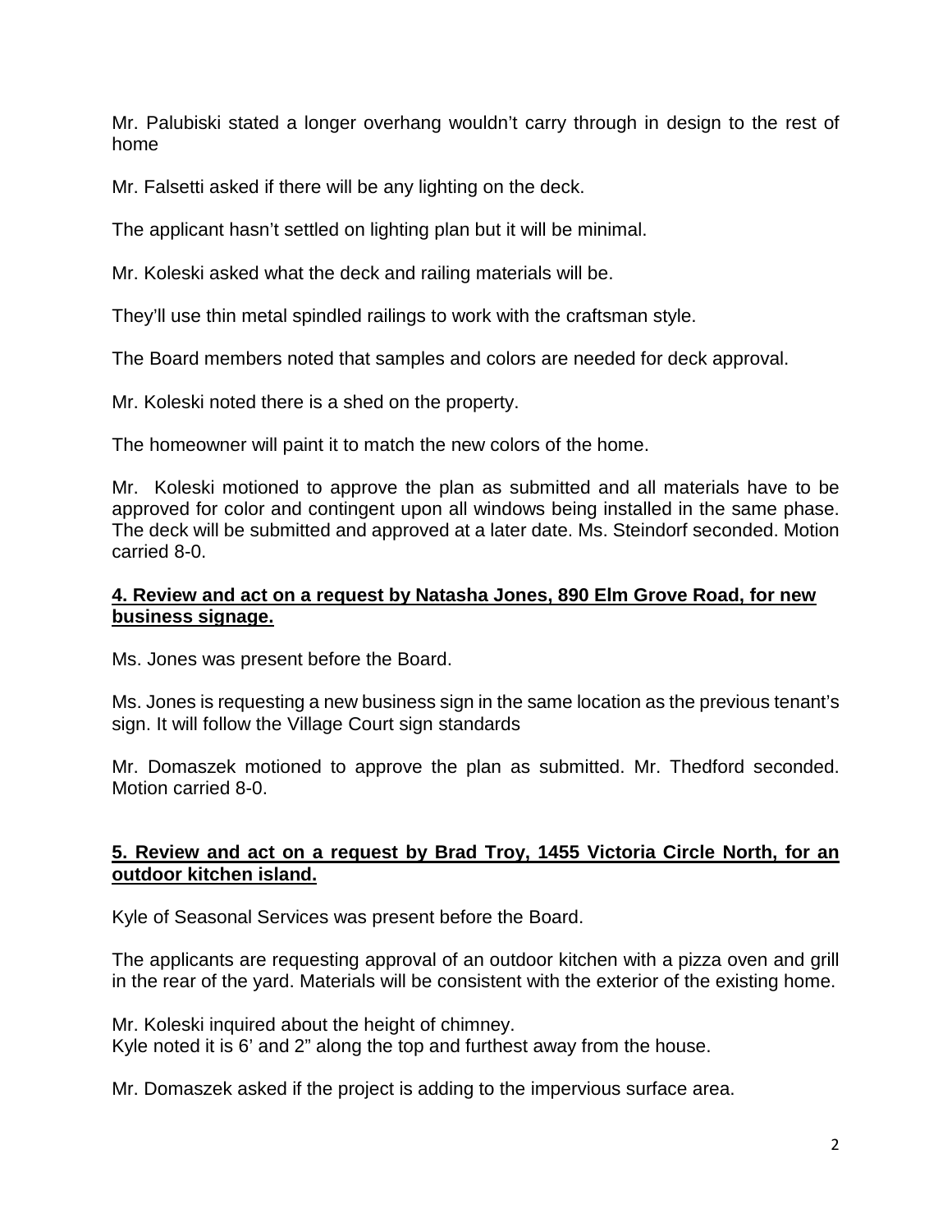Mr. Palubiski stated a longer overhang wouldn't carry through in design to the rest of home

Mr. Falsetti asked if there will be any lighting on the deck.

The applicant hasn't settled on lighting plan but it will be minimal.

Mr. Koleski asked what the deck and railing materials will be.

They'll use thin metal spindled railings to work with the craftsman style.

The Board members noted that samples and colors are needed for deck approval.

Mr. Koleski noted there is a shed on the property.

The homeowner will paint it to match the new colors of the home.

Mr. Koleski motioned to approve the plan as submitted and all materials have to be approved for color and contingent upon all windows being installed in the same phase. The deck will be submitted and approved at a later date. Ms. Steindorf seconded. Motion carried 8-0.

**4. Review and act on a request by Natasha Jones, 890 Elm Grove Road, for new business signage.**

Ms. Jones was present before the Board.

Ms. Jones is requesting a new business sign in the same location as the previous tenant's sign. It will follow the Village Court sign standards

Mr. Domaszek motioned to approve the plan as submitted. Mr. Thedford seconded. Motion carried 8-0.

**5. Review and act on a request by Brad Troy, 1455 Victoria Circle North, for an outdoor kitchen island.**

Kyle of Seasonal Services was present before the Board.

The applicants are requesting approval of an outdoor kitchen with a pizza oven and grill in the rear of the yard. Materials will be consistent with the exterior of the existing home.

Mr. Koleski inquired about the height of chimney.
Kyle noted it is 6' and 2" along the top and furthest away from the house.

Mr. Domaszek asked if the project is adding to the impervious surface area.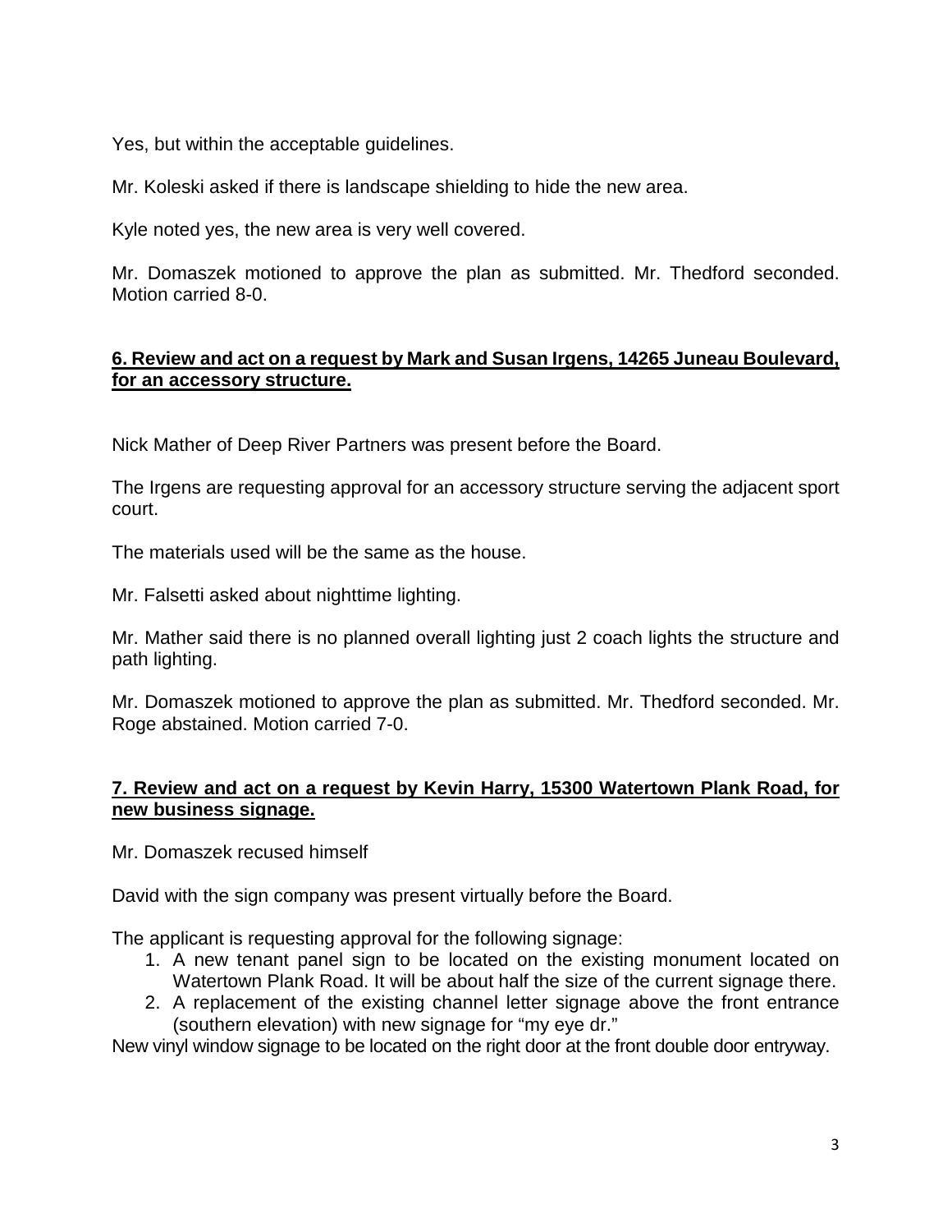Yes, but within the acceptable guidelines.

Mr. Koleski asked if there is landscape shielding to hide the new area.

Kyle noted yes, the new area is very well covered.

Mr. Domaszek motioned to approve the plan as submitted. Mr. Thedford seconded. Motion carried 8-0.

**6. Review and act on a request by Mark and Susan Irgens, 14265 Juneau Boulevard, for an accessory structure.**

Nick Mather of Deep River Partners was present before the Board.

The Irgens are requesting approval for an accessory structure serving the adjacent sport court.

The materials used will be the same as the house.

Mr. Falsetti asked about nighttime lighting.

Mr. Mather said there is no planned overall lighting just 2 coach lights the structure and path lighting.

Mr. Domaszek motioned to approve the plan as submitted. Mr. Thedford seconded. Mr. Roge abstained. Motion carried 7-0.

**7. Review and act on a request by Kevin Harry, 15300 Watertown Plank Road, for new business signage.**

Mr. Domaszek recused himself

David with the sign company was present virtually before the Board.

The applicant is requesting approval for the following signage:

1. A new tenant panel sign to be located on the existing monument located on Watertown Plank Road. It will be about half the size of the current signage there.
2. A replacement of the existing channel letter signage above the front entrance (southern elevation) with new signage for "my eye dr."

New vinyl window signage to be located on the right door at the front double door entryway.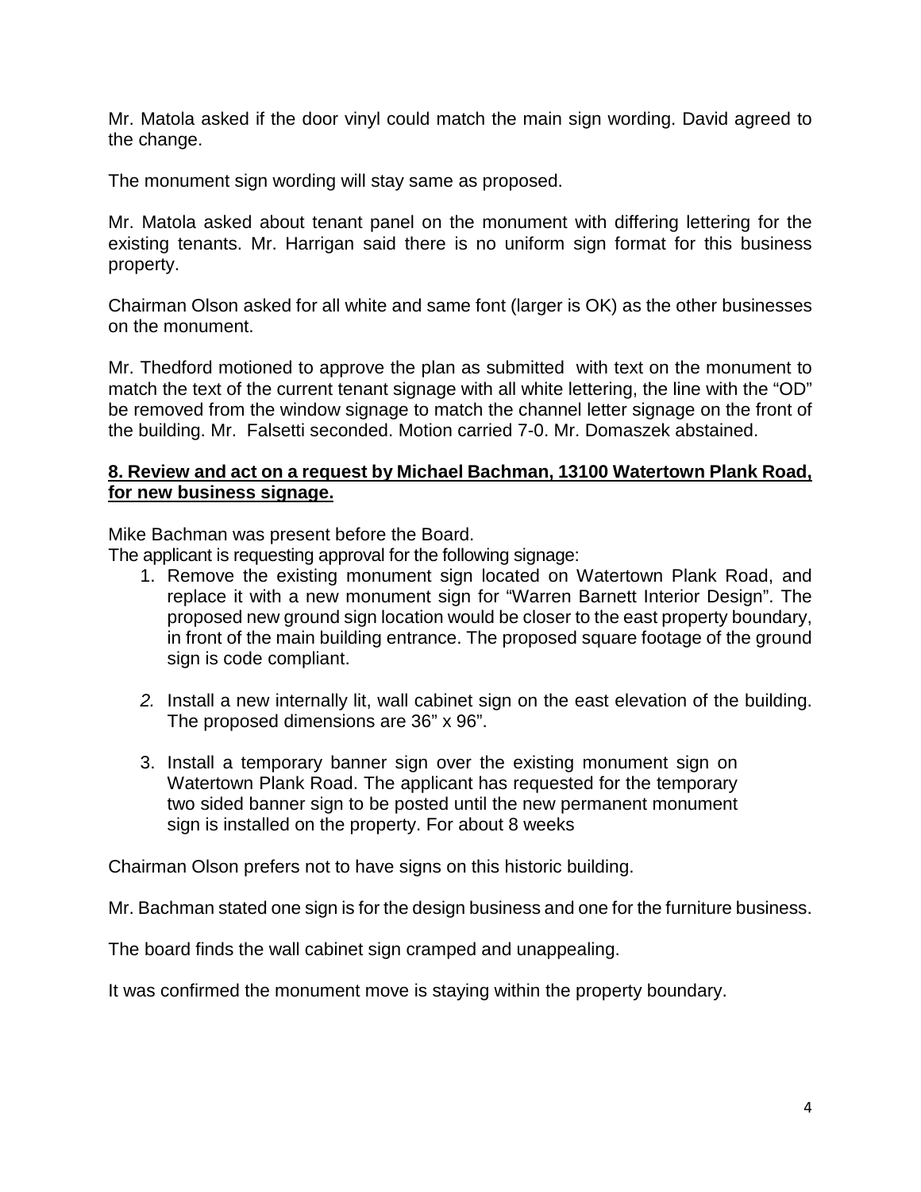Mr. Matola asked if the door vinyl could match the main sign wording. David agreed to the change.

The monument sign wording will stay same as proposed.

Mr. Matola asked about tenant panel on the monument with differing lettering for the existing tenants. Mr. Harrigan said there is no uniform sign format for this business property.

Chairman Olson asked for all white and same font (larger is OK) as the other businesses on the monument.

Mr. Thedford motioned to approve the plan as submitted with text on the monument to match the text of the current tenant signage with all white lettering, the line with the "OD" be removed from the window signage to match the channel letter signage on the front of the building. Mr. Falsetti seconded. Motion carried 7-0. Mr. Domaszek abstained.

**8. Review and act on a request by Michael Bachman, 13100 Watertown Plank Road, for new business signage.**

Mike Bachman was present before the Board.
The applicant is requesting approval for the following signage:

1. Remove the existing monument sign located on Watertown Plank Road, and replace it with a new monument sign for "Warren Barnett Interior Design". The proposed new ground sign location would be closer to the east property boundary, in front of the main building entrance. The proposed square footage of the ground sign is code compliant.

2. Install a new internally lit, wall cabinet sign on the east elevation of the building. The proposed dimensions are 36" x 96".

3. Install a temporary banner sign over the existing monument sign on Watertown Plank Road. The applicant has requested for the temporary two sided banner sign to be posted until the new permanent monument sign is installed on the property. For about 8 weeks

Chairman Olson prefers not to have signs on this historic building.

Mr. Bachman stated one sign is for the design business and one for the furniture business.

The board finds the wall cabinet sign cramped and unappealing.

It was confirmed the monument move is staying within the property boundary.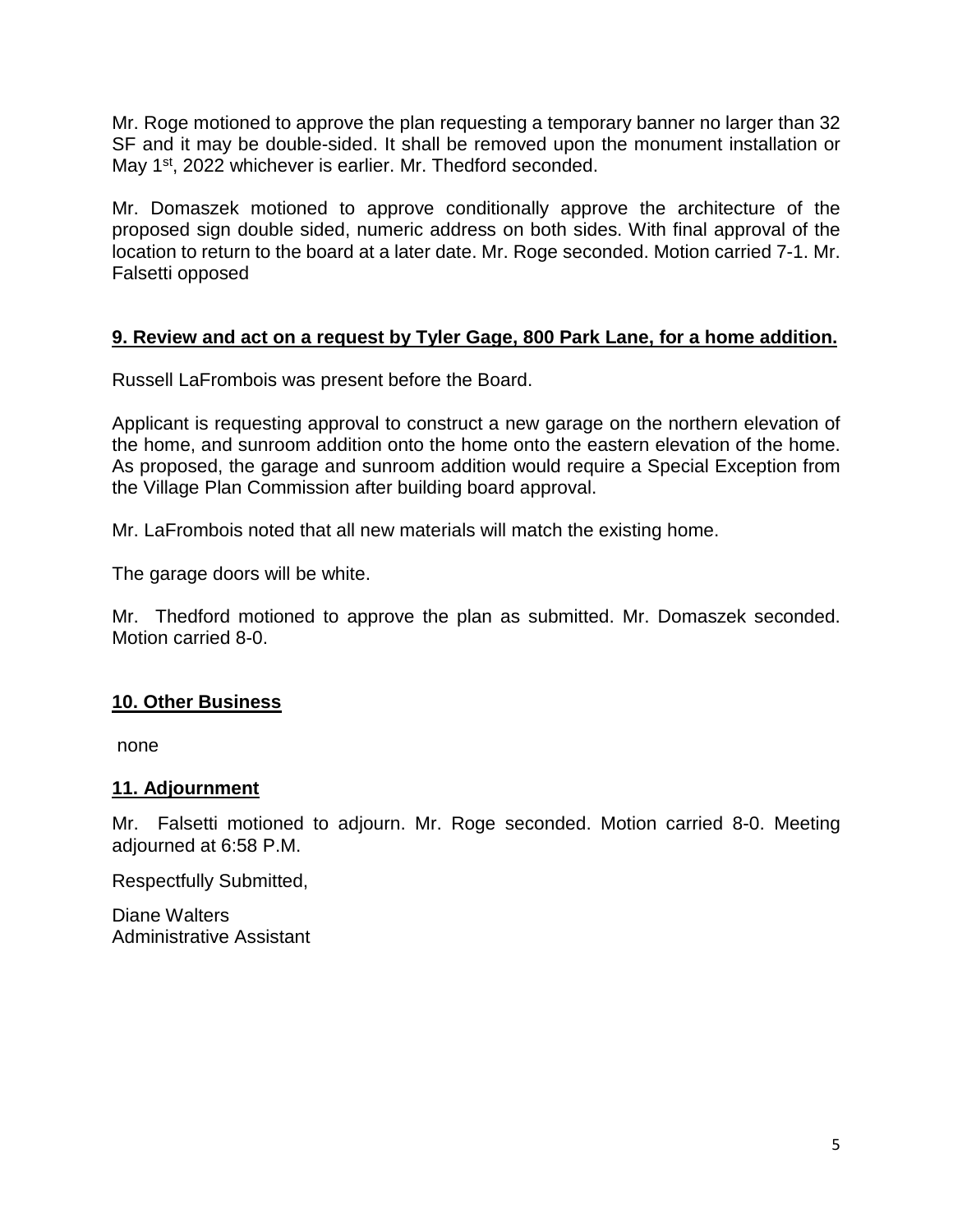Mr. Roge motioned to approve the plan requesting a temporary banner no larger than 32 SF and it may be double-sided. It shall be removed upon the monument installation or May 1st, 2022 whichever is earlier. Mr. Thedford seconded.

Mr. Domaszek motioned to approve conditionally approve the architecture of the proposed sign double sided, numeric address on both sides. With final approval of the location to return to the board at a later date. Mr. Roge seconded. Motion carried 7-1. Mr. Falsetti opposed

## 9. Review and act on a request by Tyler Gage, 800 Park Lane, for a home addition.

Russell LaFrombois was present before the Board.

Applicant is requesting approval to construct a new garage on the northern elevation of the home, and sunroom addition onto the home onto the eastern elevation of the home. As proposed, the garage and sunroom addition would require a Special Exception from the Village Plan Commission after building board approval.

Mr. LaFrombois noted that all new materials will match the existing home.

The garage doors will be white.

Mr. Thedford motioned to approve the plan as submitted. Mr. Domaszek seconded. Motion carried 8-0.

## 10. Other Business

none

## 11. Adjournment

Mr. Falsetti motioned to adjourn. Mr. Roge seconded. Motion carried 8-0. Meeting adjourned at 6:58 P.M.

Respectfully Submitted,

Diane Walters
Administrative Assistant